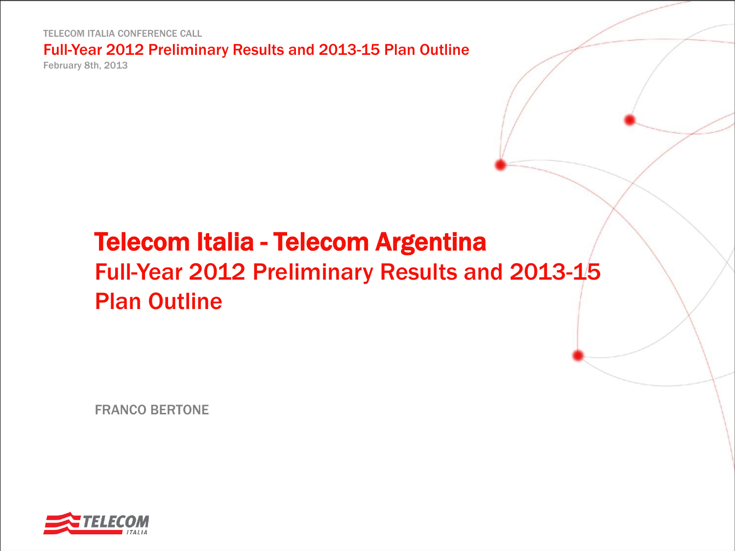TELECOM ITALIA CONFERENCE CALL

Full-Year 2012 Preliminary Results and 2013-15 Plan Outline

February 8th, 2013

# Telecom Italia - Telecom Argentina

## Full-Year 2012 Preliminary Results and 2013-15 Plan Outline

FRANCO BERTONE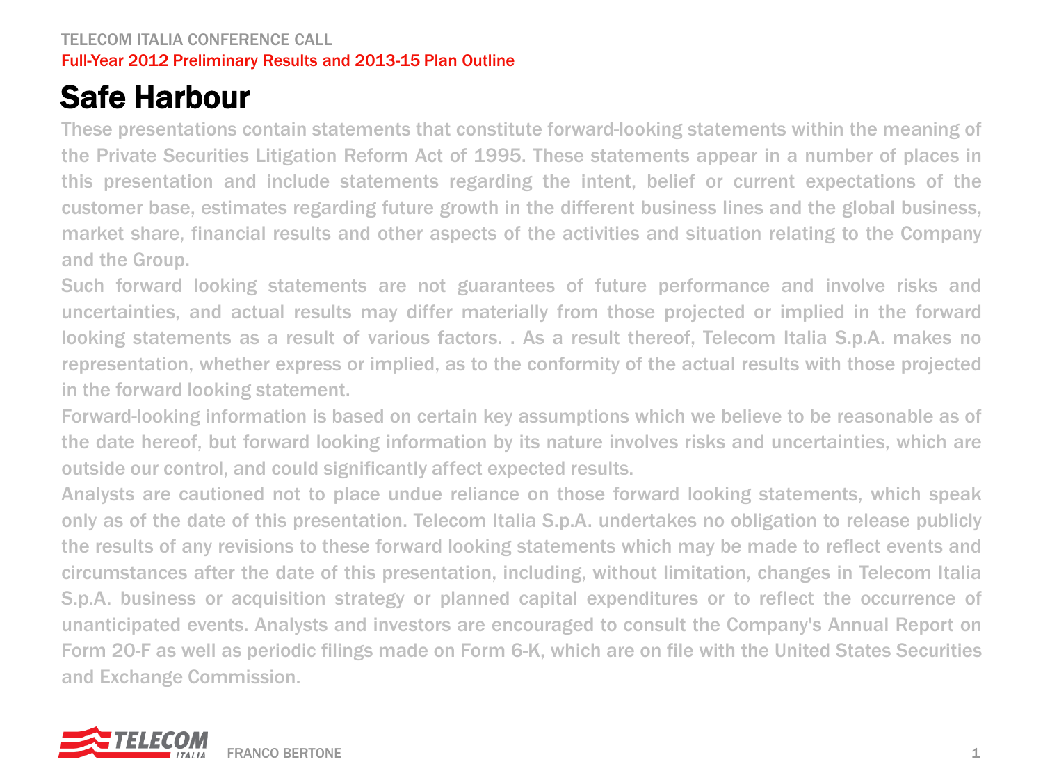# Safe Harbour

These presentations contain statements that constitute forward-looking statements within the meaning of the Private Securities Litigation Reform Act of 1995. These statements appear in a number of places in this presentation and include statements regarding the intent, belief or current expectations of the customer base, estimates regarding future growth in the different business lines and the global business, market share, financial results and other aspects of the activities and situation relating to the Company and the Group.

Such forward looking statements are not guarantees of future performance and involve risks and uncertainties, and actual results may differ materially from those projected or implied in the forward looking statements as a result of various factors. . As a result thereof, Telecom Italia S.p.A. makes no representation, whether express or implied, as to the conformity of the actual results with those projected in the forward looking statement.

Forward-looking information is based on certain key assumptions which we believe to be reasonable as of the date hereof, but forward looking information by its nature involves risks and uncertainties, which are outside our control, and could significantly affect expected results.

Analysts are cautioned not to place undue reliance on those forward looking statements, which speak only as of the date of this presentation. Telecom Italia S.p.A. undertakes no obligation to release publicly the results of any revisions to these forward looking statements which may be made to reflect events and circumstances after the date of this presentation, including, without limitation, changes in Telecom Italia S.p.A. business or acquisition strategy or planned capital expenditures or to reflect the occurrence of unanticipated events. Analysts and investors are encouraged to consult the Company's Annual Report on Form 20-F as well as periodic filings made on Form 6-K, which are on file with the United States Securities and Exchange Commission.

FRANCO BERTONE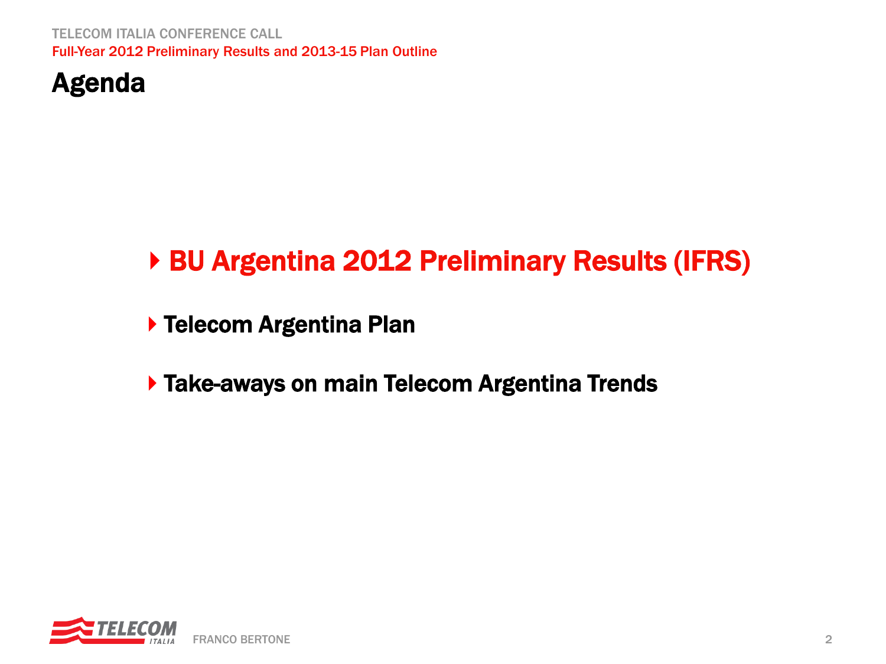# Agenda

- **BU Argentina 2012 Preliminary Results (IFRS)**
- **Telecom Argentina Plan**
- **Take-aways on main Telecom Argentina Trends**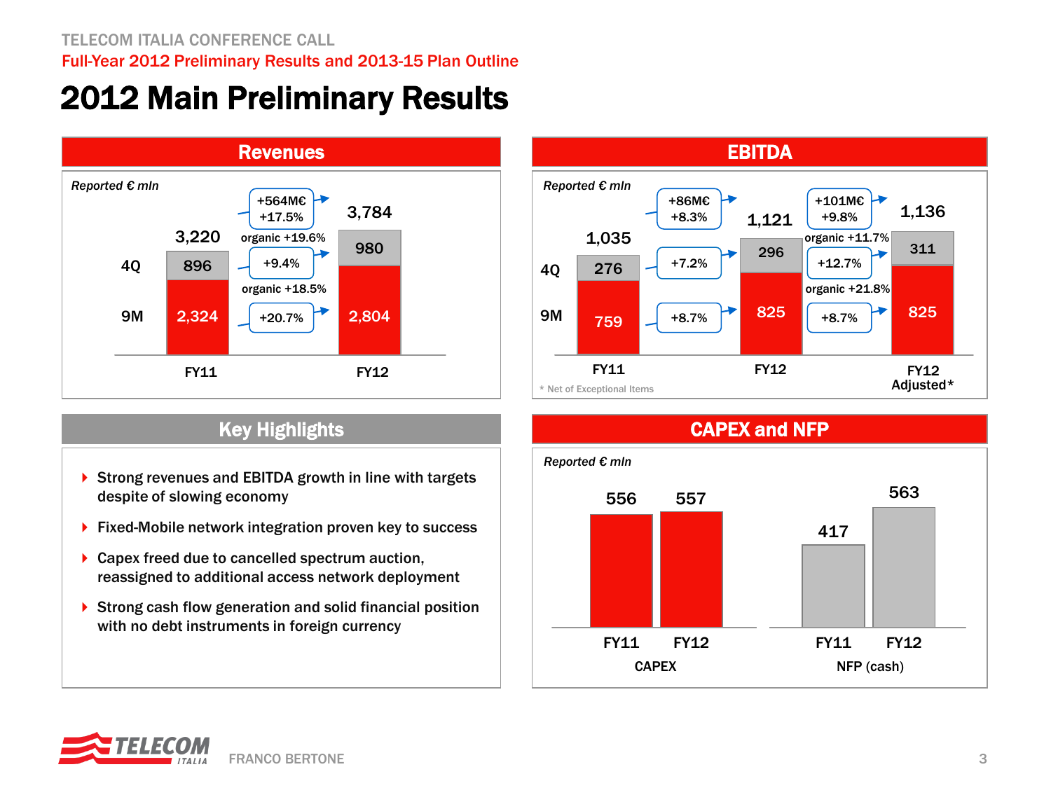# 2012 Main Preliminary Results

## Revenues

*Reported € mln*

| | FY11 | Change | FY12 |
|---|---|---|---|
| 4Q | 896 | +9.4% (organic +19.6%) | 980 |
| 9M | 2,324 | +20.7% (organic +18.5%) | 2,804 |
| Total | 3,220 | +564M€ / +17.5% | 3,784 |

## EBITDA

*Reported € mln*

| | FY11 | Change | FY12 | Change | FY12 Adjusted* |
|---|---|---|---|---|---|
| 4Q | 276 | +7.2% | 296 | +12.7% (organic +21.8%) | 311 |
| 9M | 759 | +8.7% | 825 | +8.7% | 825 |
| Total | 1,035 | +86M€ / +8.3% | 1,121 | +101M€ / +9.8% (organic +11.7%) | 1,136 |

\* Net of Exceptional Items

## Key Highlights

- Strong revenues and EBITDA growth in line with targets despite of slowing economy
- Fixed-Mobile network integration proven key to success
- Capex freed due to cancelled spectrum auction, reassigned to additional access network deployment
- Strong cash flow generation and solid financial position with no debt instruments in foreign currency

## CAPEX and NFP

*Reported € mln*

| | FY11 | FY12 |
|---|---|---|
| CAPEX | 556 | 557 |
| NFP (cash) | 417 | 563 |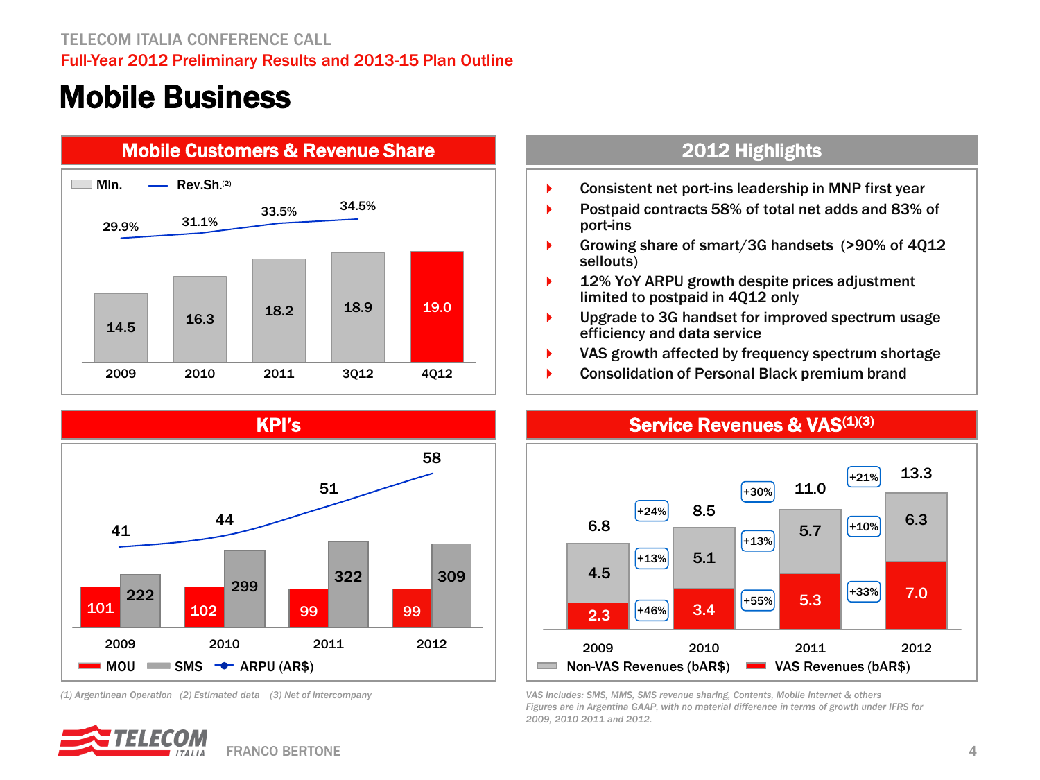# Mobile Business

## Mobile Customers & Revenue Share

| | 2009 | 2010 | 2011 | 3Q12 | 4Q12 |
|---|---|---|---|---|---|
| Mln. | 14.5 | 16.3 | 18.2 | 18.9 | 19.0 |
| Rev.Sh.(2) | 29.9% | 31.1% | 33.5% | 34.5% | |

## 2012 Highlights

- Consistent net port-ins leadership in MNP first year
- Postpaid contracts 58% of total net adds and 83% of port-ins
- Growing share of smart/3G handsets (>90% of 4Q12 sellouts)
- 12% YoY ARPU growth despite prices adjustment limited to postpaid in 4Q12 only
- Upgrade to 3G handset for improved spectrum usage efficiency and data service
- VAS growth affected by frequency spectrum shortage
- Consolidation of Personal Black premium brand

## KPI's

| | 2009 | 2010 | 2011 | 2012 |
|---|---|---|---|---|
| MOU | 101 | 102 | 99 | 99 |
| SMS | 222 | 299 | 322 | 309 |
| ARPU (AR$) | 41 | 44 | 51 | 58 |

## Service Revenues & VAS(1)(3)

| | 2009 | 2010 | 2011 | 2012 |
|---|---|---|---|---|
| Non-VAS Revenues (bAR$) | 4.5 | 5.1 (+13%) | 5.7 (+13%) | 6.3 (+10%) |
| VAS Revenues (bAR$) | 2.3 | 3.4 (+46%) | 5.3 (+55%) | 7.0 (+33%) |
| Total | 6.8 | 8.5 (+24%) | 11.0 (+30%) | 13.3 (+21%) |

*(1) Argentinean Operation (2) Estimated data (3) Net of intercompany*

*VAS includes: SMS, MMS, SMS revenue sharing, Contents, Mobile internet & others*
*Figures are in Argentina GAAP, with no material difference in terms of growth under IFRS for 2009, 2010 2011 and 2012.*

FRANCO BERTONE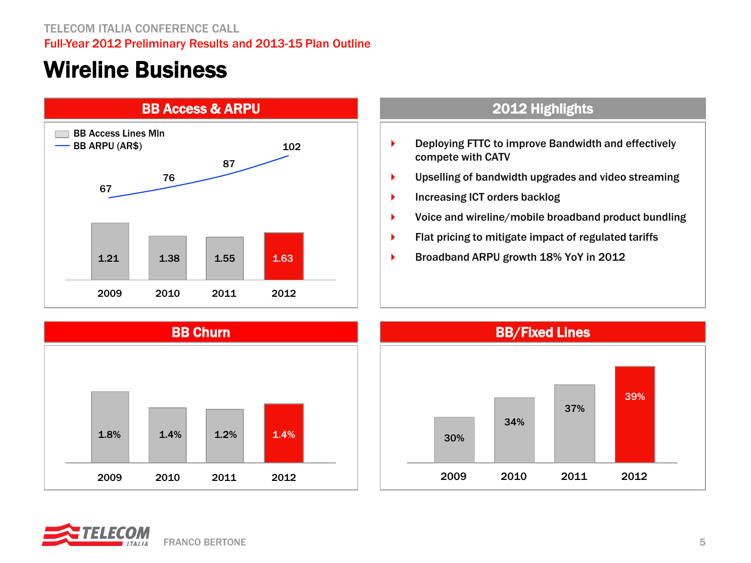TELECOM ITALIA CONFERENCE CALL

Full-Year 2012 Preliminary Results and 2013-15 Plan Outline

# Wireline Business

## BB Access & ARPU

| | 2009 | 2010 | 2011 | 2012 |
|---|---|---|---|---|
| BB Access Lines Mln | 1.21 | 1.38 | 1.55 | 1.63 |
| BB ARPU (AR$) | 67 | 76 | 87 | 102 |

## 2012 Highlights

- Deploying FTTC to improve Bandwidth and effectively compete with CATV
- Upselling of bandwidth upgrades and video streaming
- Increasing ICT orders backlog
- Voice and wireline/mobile broadband product bundling
- Flat pricing to mitigate impact of regulated tariffs
- Broadband ARPU growth 18% YoY in 2012

## BB Churn

| 2009 | 2010 | 2011 | 2012 |
|---|---|---|---|
| 1.8% | 1.4% | 1.2% | 1.4% |

## BB/Fixed Lines

| 2009 | 2010 | 2011 | 2012 |
|---|---|---|---|
| 30% | 34% | 37% | 39% |

FRANCO BERTONE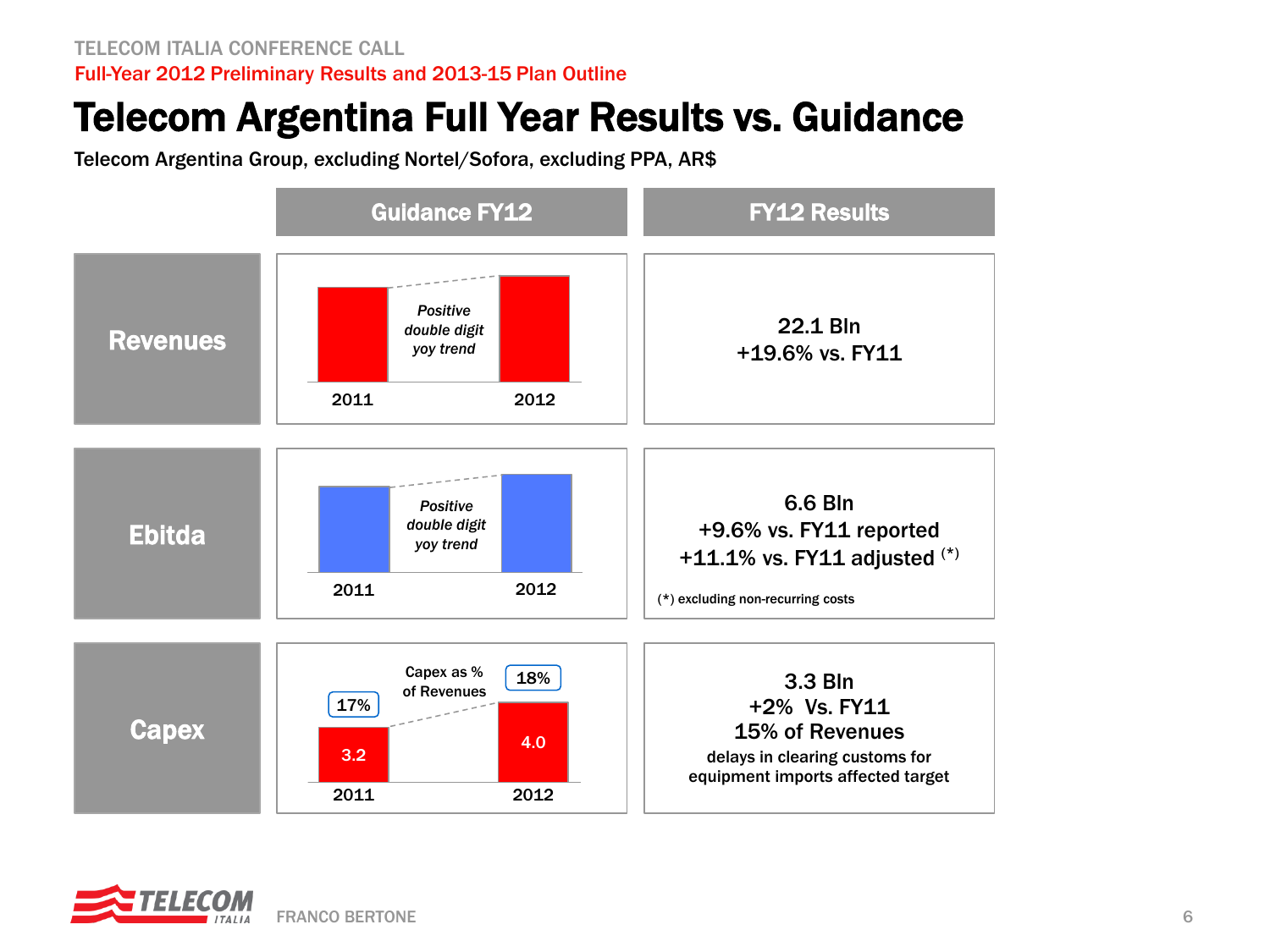# Telecom Argentina Full Year Results vs. Guidance

Telecom Argentina Group, excluding Nortel/Sofora, excluding PPA, AR$

| | Guidance FY12 | FY12 Results |
|---|---|---|
| **Revenues** | 2011 → 2012: *Positive double digit yoy trend* | 22.1 Bln<br>+19.6% vs. FY11 |
| **Ebitda** | 2011 → 2012: *Positive double digit yoy trend* | 6.6 Bln<br>+9.6% vs. FY11 reported<br>+11.1% vs. FY11 adjusted (*)<br><br>(*) excluding non-recurring costs |
| **Capex** | 2011: 3.2 (17%)<br>2012: 4.0 (18%)<br>Capex as % of Revenues | 3.3 Bln<br>+2% Vs. FY11<br>15% of Revenues<br>delays in clearing customs for equipment imports affected target |

FRANCO BERTONE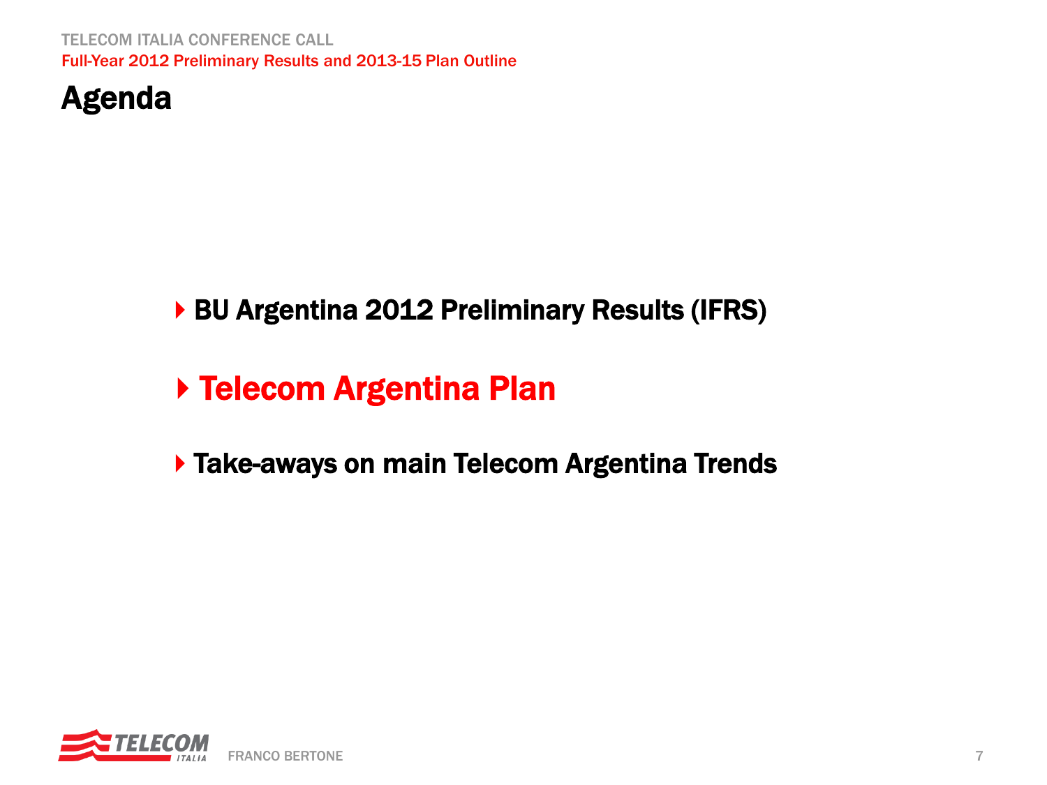# Agenda

- BU Argentina 2012 Preliminary Results (IFRS)
- **Telecom Argentina Plan**
- Take-aways on main Telecom Argentina Trends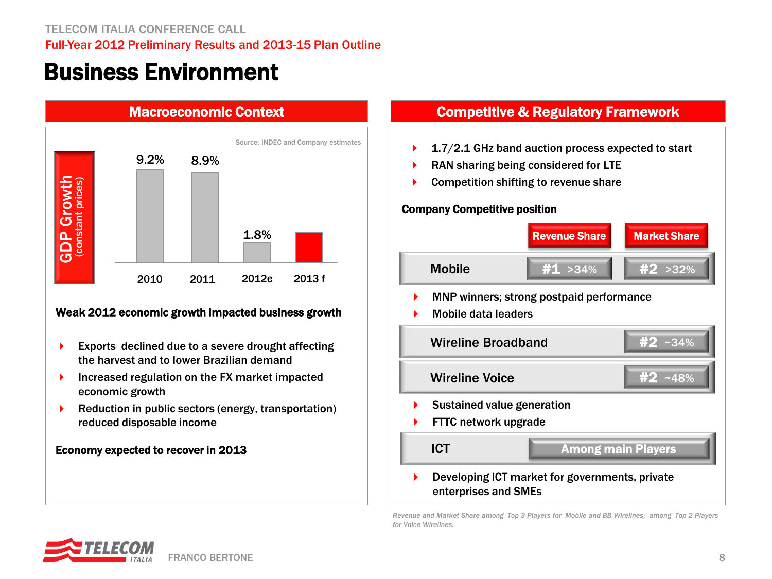# Business Environment

## Macroeconomic Context

Source: INDEC and Company estimates

**GDP Growth** (constant prices)

| Year | GDP Growth |
|---|---|
| 2010 | 9.2% |
| 2011 | 8.9% |
| 2012e | 1.8% |
| 2013 f | |

**Weak 2012 economic growth impacted business growth**

- Exports declined due to a severe drought affecting the harvest and to lower Brazilian demand
- Increased regulation on the FX market impacted economic growth
- Reduction in public sectors (energy, transportation) reduced disposable income

**Economy expected to recover in 2013**

## Competitive & Regulatory Framework

- 1.7/2.1 GHz band auction process expected to start
- RAN sharing being considered for LTE
- Competition shifting to revenue share

**Company Competitive position**

| | Revenue Share | Market Share |
|---|---|---|
| Mobile | #1 >34% | #2 >32% |

- MNP winners; strong postpaid performance
- Mobile data leaders

| | Revenue Share | Market Share |
|---|---|---|
| Wireline Broadband | | #2 ~34% |
| Wireline Voice | | #2 ~48% |

- Sustained value generation
- FTTC network upgrade

| | |
|---|---|
| ICT | Among main Players |

- Developing ICT market for governments, private enterprises and SMEs

*Revenue and Market Share among Top 3 Players for Mobile and BB Wirelines; among Top 2 Players for Voice Wirelines.*

FRANCO BERTONE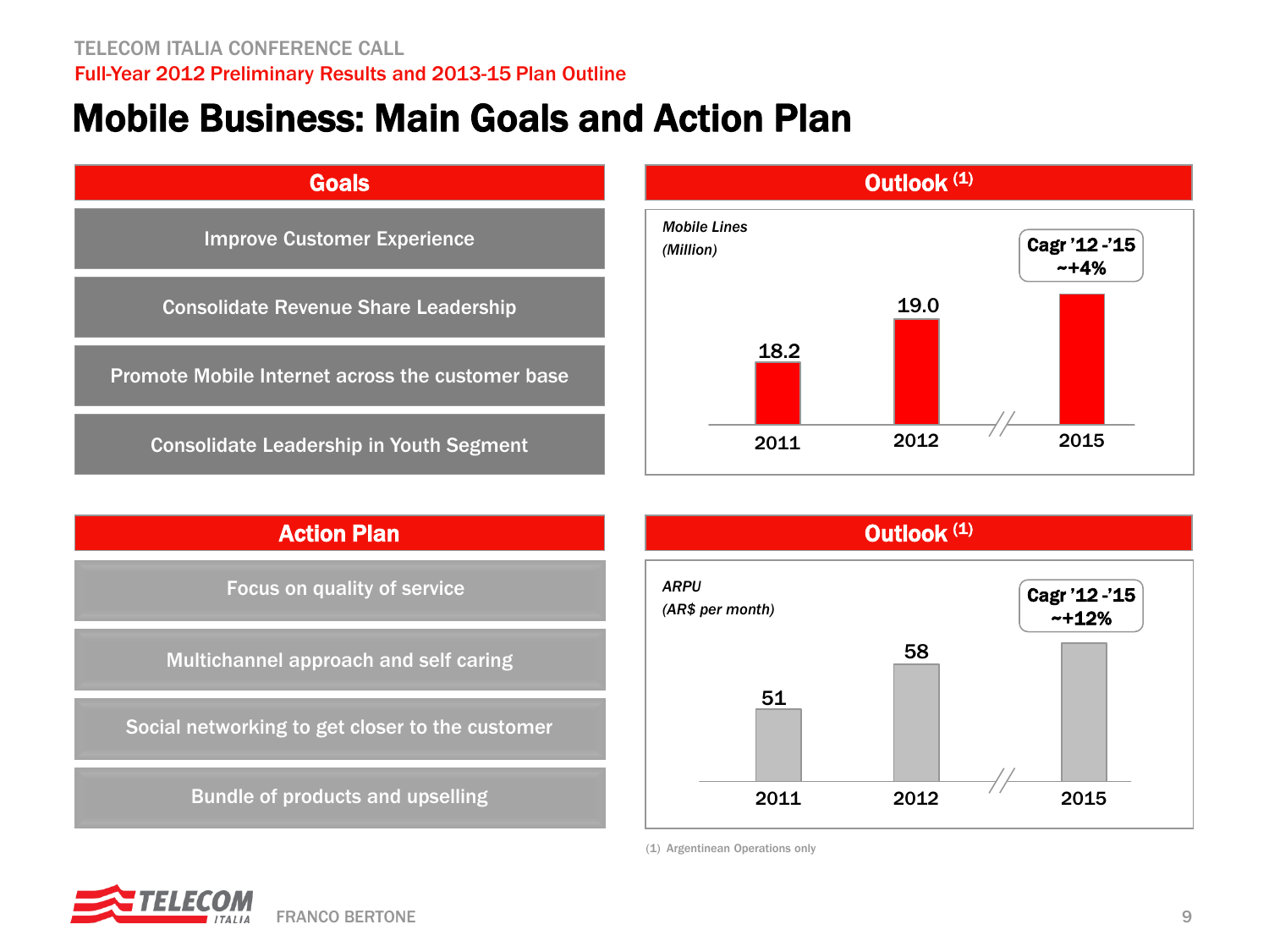# Mobile Business: Main Goals and Action Plan

## Goals

- Improve Customer Experience
- Consolidate Revenue Share Leadership
- Promote Mobile Internet across the customer base
- Consolidate Leadership in Youth Segment

## Outlook (1)

*Mobile Lines*
*(Million)*

| 2011 | 2012 | 2015 |
|---|---|---|
| 18.2 | 19.0 | |

Cagr '12 -'15 ~+4%

## Action Plan

- Focus on quality of service
- Multichannel approach and self caring
- Social networking to get closer to the customer
- Bundle of products and upselling

## Outlook (1)

*ARPU*
*(AR$ per month)*

| 2011 | 2012 | 2015 |
|---|---|---|
| 51 | 58 | |

Cagr '12 -'15 ~+12%

(1) Argentinean Operations only

FRANCO BERTONE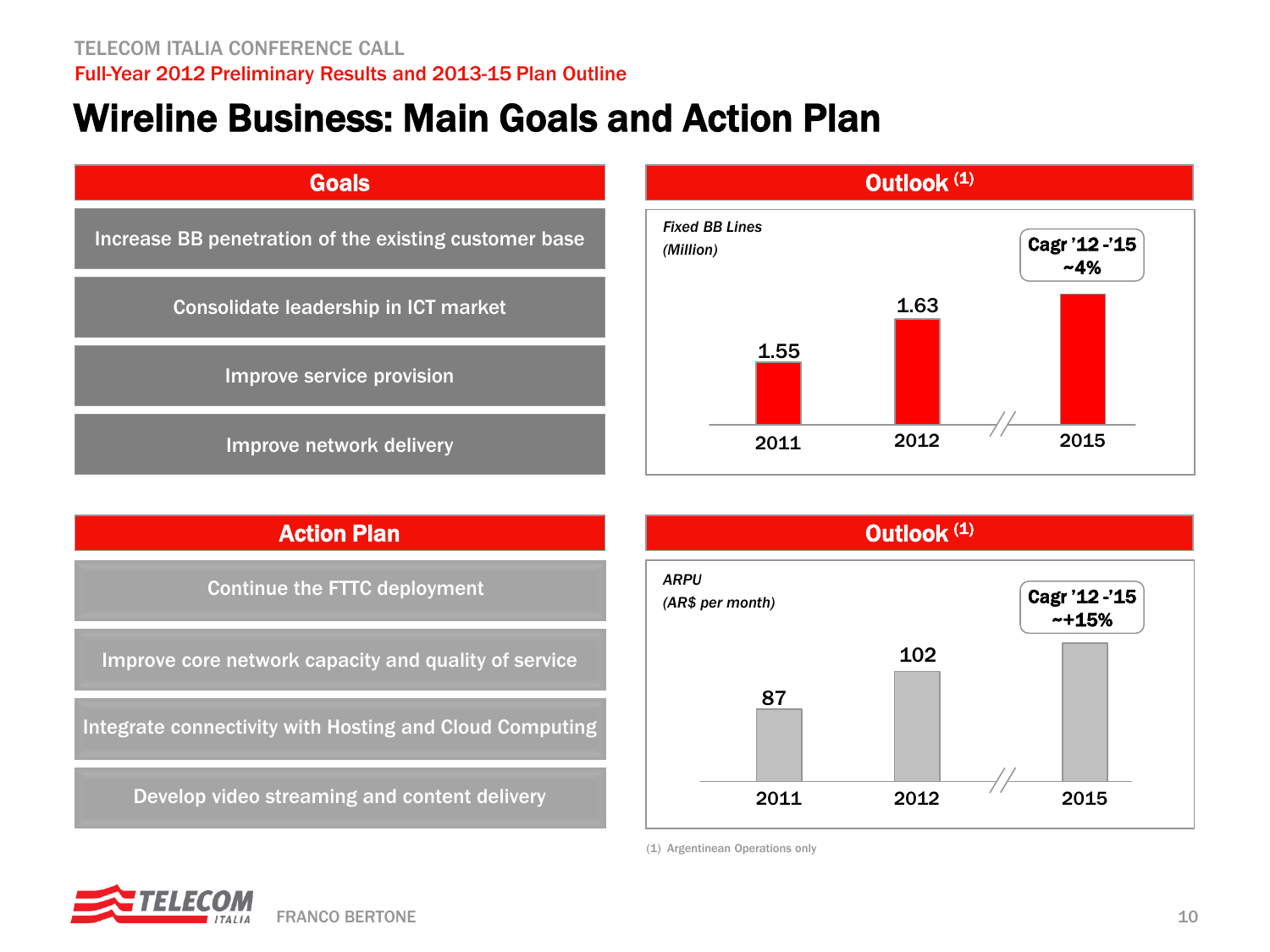# Wireline Business: Main Goals and Action Plan

## Goals

- Increase BB penetration of the existing customer base
- Consolidate leadership in ICT market
- Improve service provision
- Improve network delivery

## Outlook (1)

*Fixed BB Lines*
*(Million)*

| 2011 | 2012 | 2015 |
|---|---|---|
| 1.55 | 1.63 | |

Cagr '12-'15 ~4%

## Action Plan

- Continue the FTTC deployment
- Improve core network capacity and quality of service
- Integrate connectivity with Hosting and Cloud Computing
- Develop video streaming and content delivery

## Outlook (1)

*ARPU*
*(AR$ per month)*

| 2011 | 2012 | 2015 |
|---|---|---|
| 87 | 102 | |

Cagr '12-'15 ~+15%

(1) Argentinean Operations only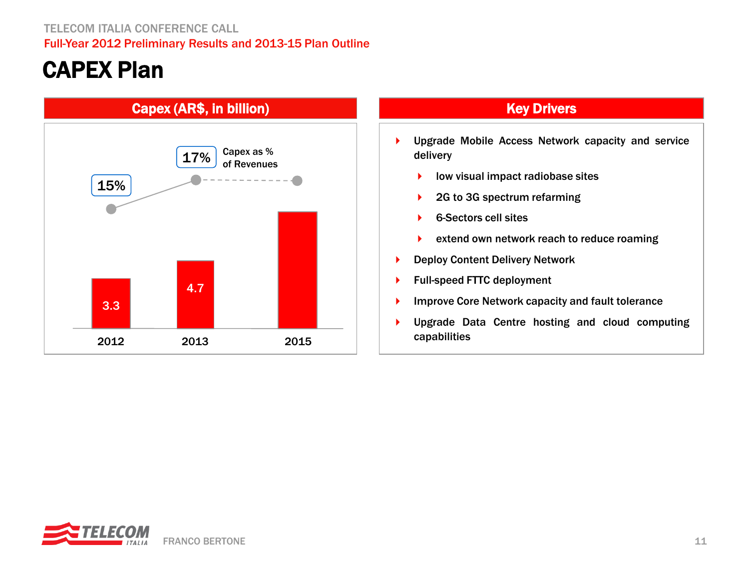# CAPEX Plan

## Capex (AR$, in billion)

| | 2012 | 2013 | 2015 |
|---|---|---|---|
| Capex (AR$, in billion) | 3.3 | 4.7 | |
| Capex as % of Revenues | 15% | 17% | |

## Key Drivers

- Upgrade Mobile Access Network capacity and service delivery
  - low visual impact radiobase sites
  - 2G to 3G spectrum refarming
  - 6-Sectors cell sites
  - extend own network reach to reduce roaming
- Deploy Content Delivery Network
- Full-speed FTTC deployment
- Improve Core Network capacity and fault tolerance
- Upgrade Data Centre hosting and cloud computing capabilities

FRANCO BERTONE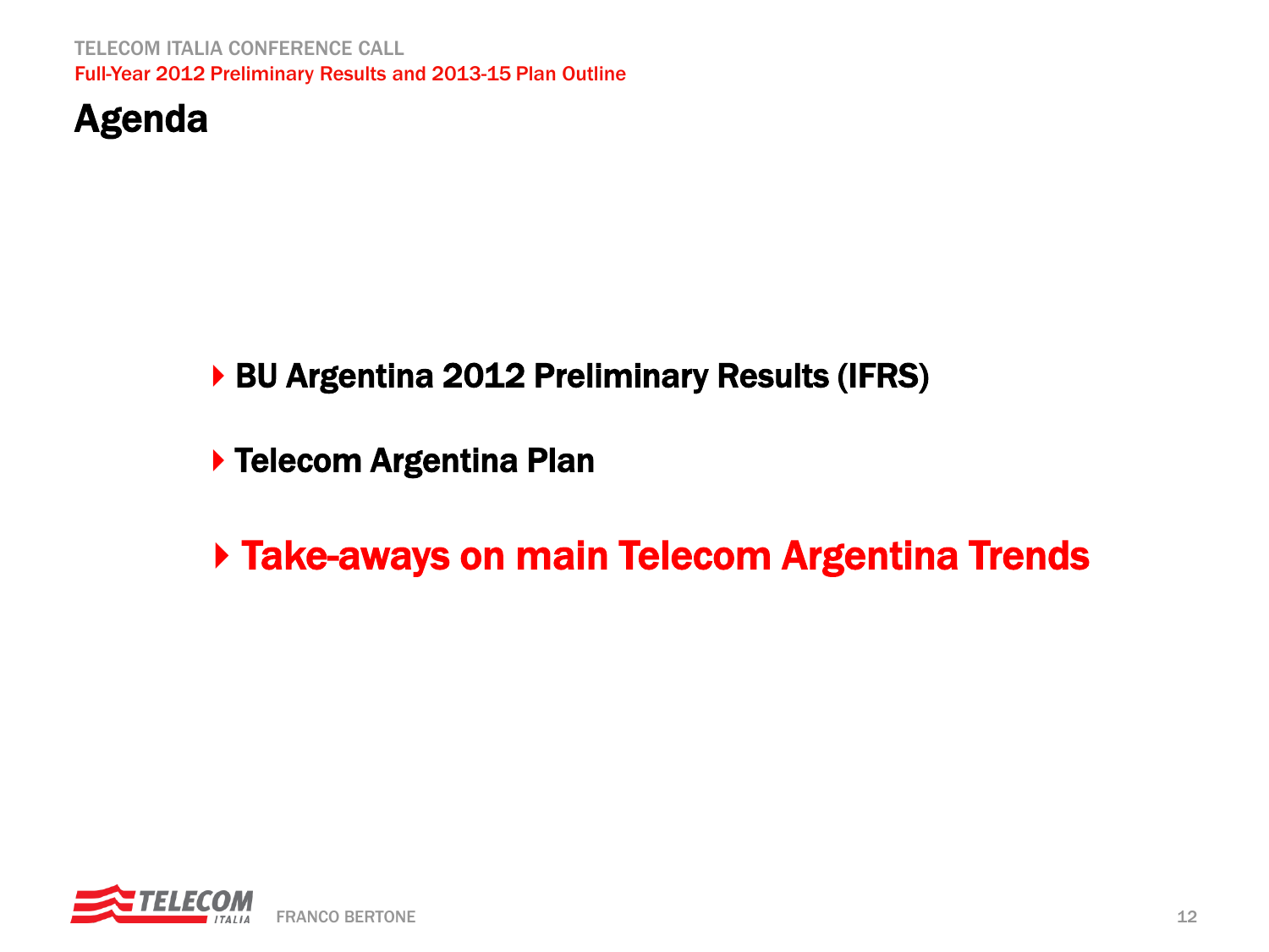# Agenda

- BU Argentina 2012 Preliminary Results (IFRS)
- Telecom Argentina Plan
- **Take-aways on main Telecom Argentina Trends**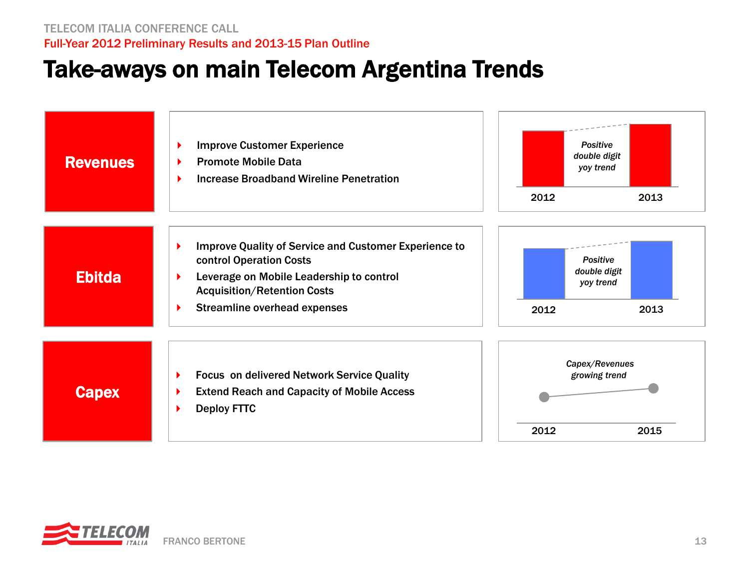# Take-aways on main Telecom Argentina Trends

## Revenues

- Improve Customer Experience
- Promote Mobile Data
- Increase Broadband Wireline Penetration

*Positive double digit yoy trend*

2012 2013

## Ebitda

- Improve Quality of Service and Customer Experience to control Operation Costs
- Leverage on Mobile Leadership to control Acquisition/Retention Costs
- Streamline overhead expenses

*Positive double digit yoy trend*

2012 2013

## Capex

- Focus on delivered Network Service Quality
- Extend Reach and Capacity of Mobile Access
- Deploy FTTC

*Capex/Revenues growing trend*

2012 2015

FRANCO BERTONE